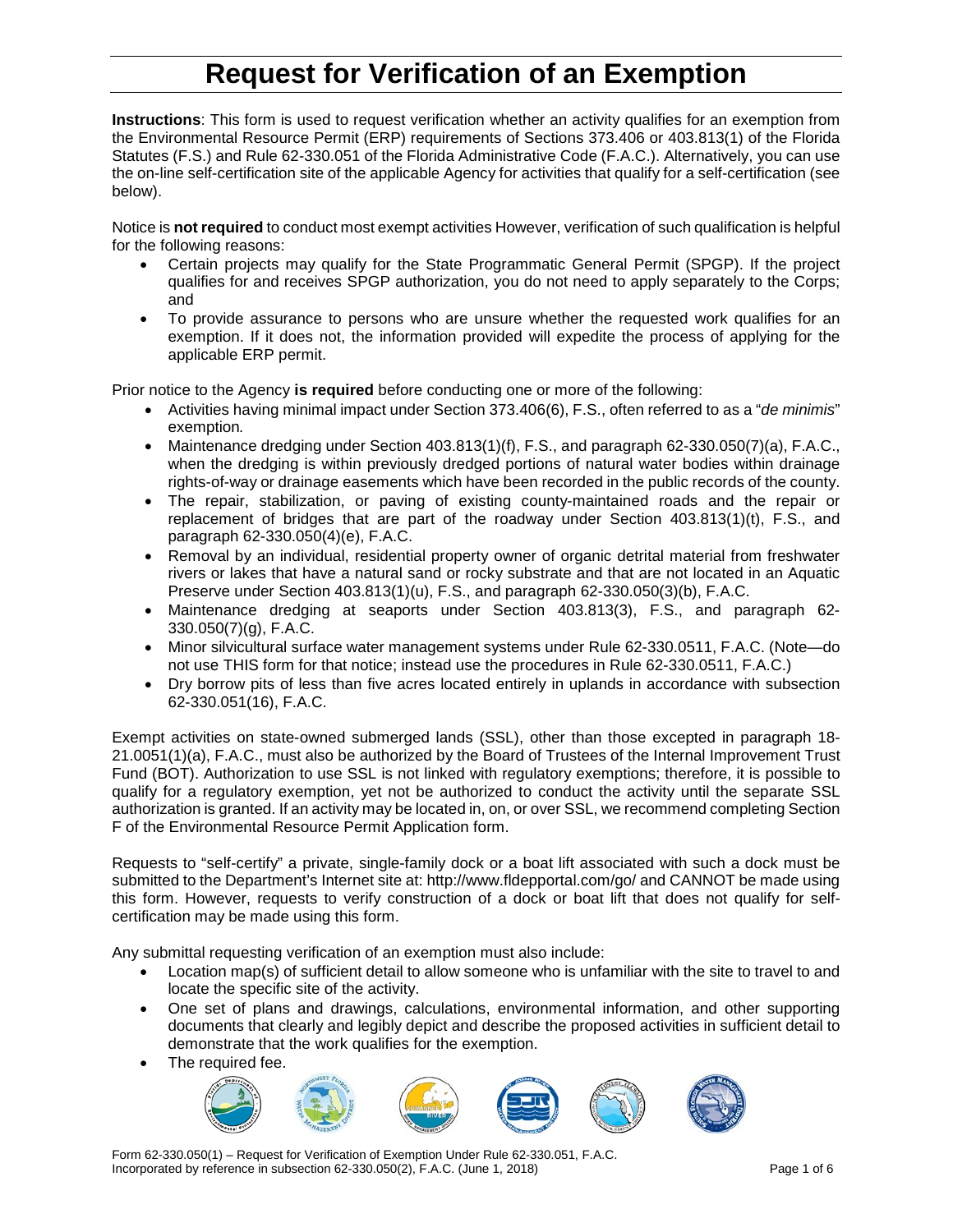# Request for Verification of an Exemption

**Instructions**: This form is used to request verification whether an activity qualifies for an exemption from the Environmental Resource Permit (ERP) requirements of Sections 373.406 or 403.813(1) of the Florida Statutes (F.S.) and Rule 62-330.051 of the Florida Administrative Code (F.A.C.). Alternatively, you can use the on-line self-certification site of the applicable Agency for activities that qualify for a self-certification (see below).

Notice is **not required** to conduct most exempt activities However, verification of such qualification is helpful for the following reasons:

- Certain projects may qualify for the State Programmatic General Permit (SPGP). If the project qualifies for and receives SPGP authorization, you do not need to apply separately to the Corps; and
- To provide assurance to persons who are unsure whether the requested work qualifies for an exemption. If it does not, the information provided will expedite the process of applying for the applicable ERP permit.

Prior notice to the Agency **is required** before conducting one or more of the following:

- Activities having minimal impact under Section 373.406(6), F.S., often referred to as a "*de minimis*" exemption.
- Maintenance dredging under Section 403.813(1)(f), F.S., and paragraph 62-330.050(7)(a), F.A.C., when the dredging is within previously dredged portions of natural water bodies within drainage rights-of-way or drainage easements which have been recorded in the public records of the county.
- The repair, stabilization, or paving of existing county-maintained roads and the repair or replacement of bridges that are part of the roadway under Section 403.813(1)(t), F.S., and paragraph 62-330.050(4)(e), F.A.C.
- Removal by an individual, residential property owner of organic detrital material from freshwater rivers or lakes that have a natural sand or rocky substrate and that are not located in an Aquatic Preserve under Section 403.813(1)(u), F.S., and paragraph 62-330.050(3)(b), F.A.C.
- Maintenance dredging at seaports under Section 403.813(3), F.S., and paragraph 62-330.050(7)(g), F.A.C.
- Minor silvicultural surface water management systems under Rule 62-330.0511, F.A.C. (Note—do not use THIS form for that notice; instead use the procedures in Rule 62-330.0511, F.A.C.)
- Dry borrow pits of less than five acres located entirely in uplands in accordance with subsection 62-330.051(16), F.A.C.

Exempt activities on state-owned submerged lands (SSL), other than those excepted in paragraph 18-21.0051(1)(a), F.A.C., must also be authorized by the Board of Trustees of the Internal Improvement Trust Fund (BOT). Authorization to use SSL is not linked with regulatory exemptions; therefore, it is possible to qualify for a regulatory exemption, yet not be authorized to conduct the activity until the separate SSL authorization is granted. If an activity may be located in, on, or over SSL, we recommend completing Section F of the Environmental Resource Permit Application form.

Requests to "self-certify" a private, single-family dock or a boat lift associated with such a dock must be submitted to the Department's Internet site at: http://www.fldepportal.com/go/ and CANNOT be made using this form. However, requests to verify construction of a dock or boat lift that does not qualify for self-certification may be made using this form.

Any submittal requesting verification of an exemption must also include:

- Location map(s) of sufficient detail to allow someone who is unfamiliar with the site to travel to and locate the specific site of the activity.
- One set of plans and drawings, calculations, environmental information, and other supporting documents that clearly and legibly depict and describe the proposed activities in sufficient detail to demonstrate that the work qualifies for the exemption.
- The required fee.

Form 62-330.050(1) – Request for Verification of Exemption Under Rule 62-330.051, F.A.C.
Incorporated by reference in subsection 62-330.050(2), F.A.C. (June 1, 2018)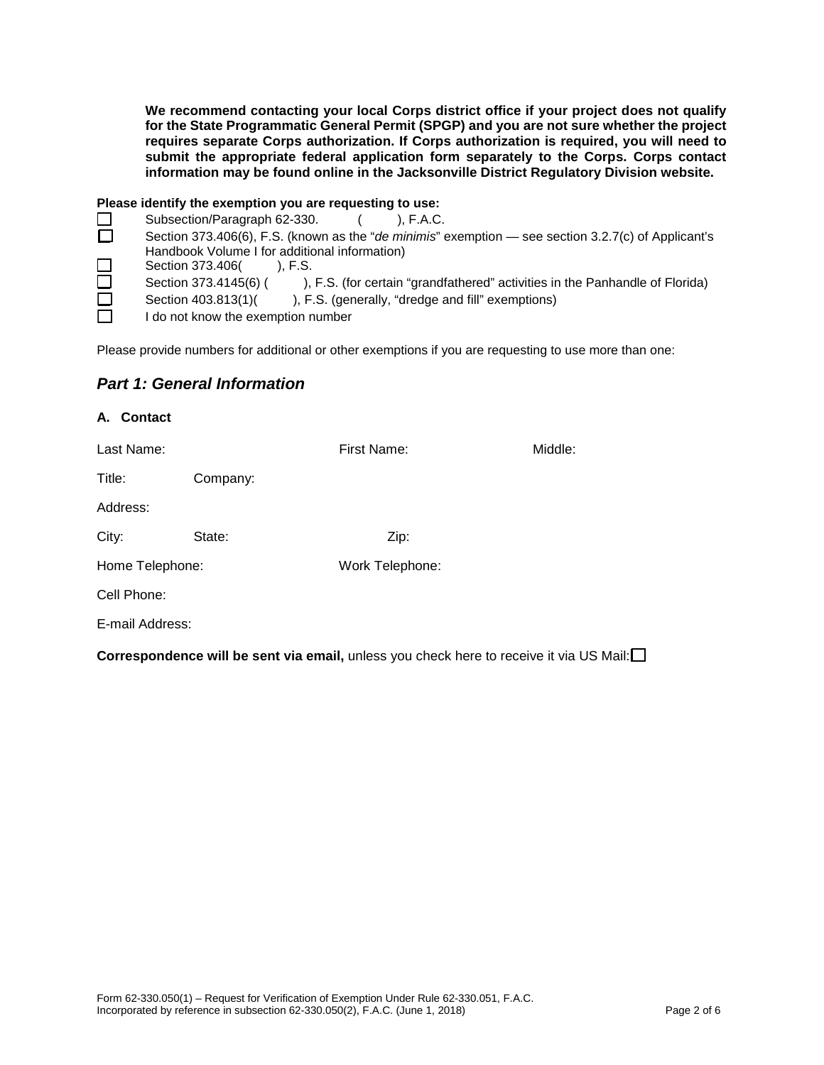**We recommend contacting your local Corps district office if your project does not qualify for the State Programmatic General Permit (SPGP) and you are not sure whether the project requires separate Corps authorization. If Corps authorization is required, you will need to submit the appropriate federal application form separately to the Corps. Corps contact information may be found online in the Jacksonville District Regulatory Division website.**

**Please identify the exemption you are requesting to use:**

- ☐ Subsection/Paragraph 62-330.      (      ), F.A.C.
- ☐ Section 373.406(6), F.S. (known as the "*de minimis*" exemption — see section 3.2.7(c) of Applicant's Handbook Volume I for additional information)
- ☐ Section 373.406(      ), F.S.
- ☐ Section 373.4145(6) (      ), F.S. (for certain "grandfathered" activities in the Panhandle of Florida)
- ☐ Section 403.813(1)(      ), F.S. (generally, "dredge and fill" exemptions)
- ☐ I do not know the exemption number

Please provide numbers for additional or other exemptions if you are requesting to use more than one:

## *Part 1: General Information*

### A. Contact

Last Name: First Name: Middle:

Title: Company:

Address:

City: State: Zip:

Home Telephone: Work Telephone:

Cell Phone:

E-mail Address:

**Correspondence will be sent via email,** unless you check here to receive it via US Mail: ☐

Form 62-330.050(1) – Request for Verification of Exemption Under Rule 62-330.051, F.A.C.
Incorporated by reference in subsection 62-330.050(2), F.A.C. (June 1, 2018)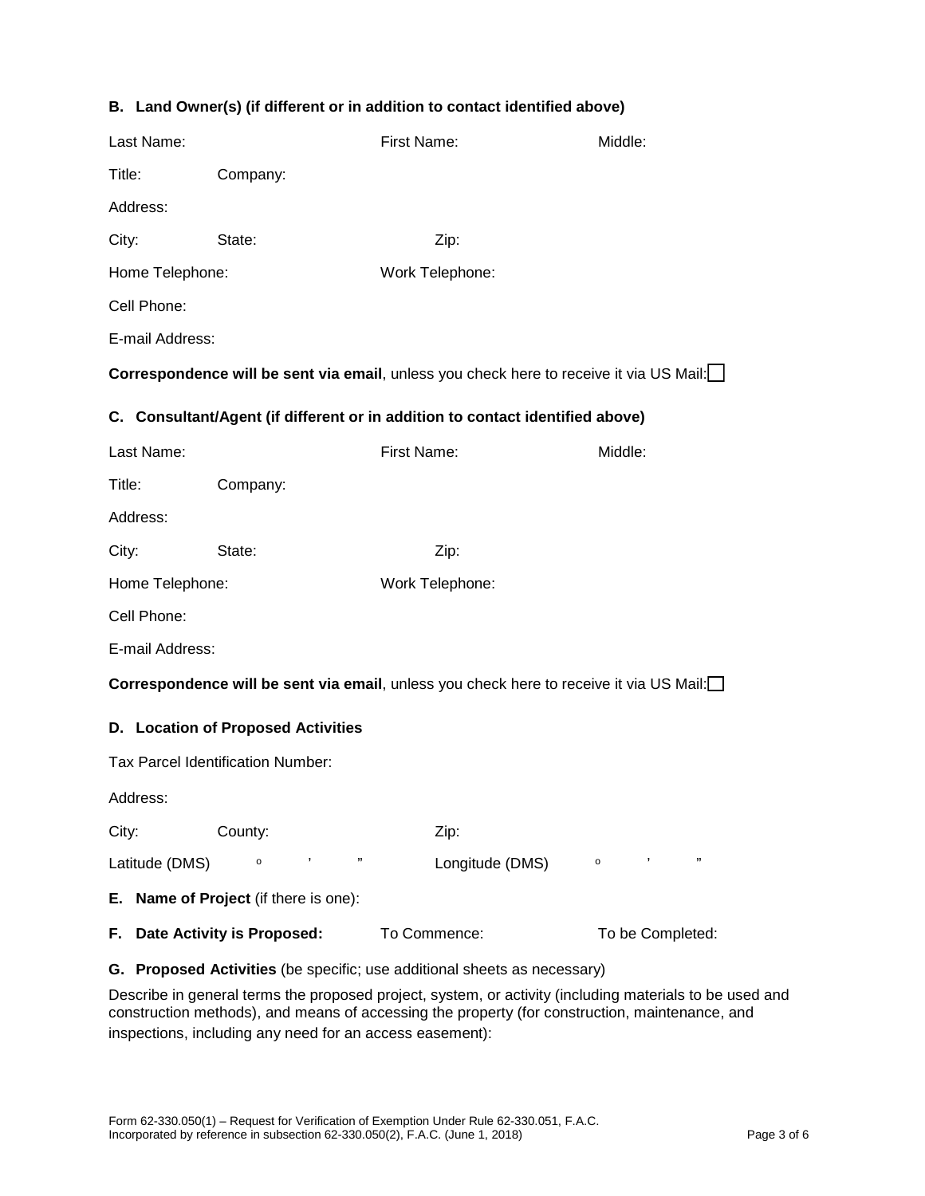**B. Land Owner(s) (if different or in addition to contact identified above)**

Last Name: First Name: Middle:

Title: Company:

Address:

City: State: Zip:

Home Telephone: Work Telephone:

Cell Phone:

E-mail Address:

**Correspondence will be sent via email**, unless you check here to receive it via US Mail: ☐

**C. Consultant/Agent (if different or in addition to contact identified above)**

Last Name: First Name: Middle:

Title: Company:

Address:

City: State: Zip:

Home Telephone: Work Telephone:

Cell Phone:

E-mail Address:

**Correspondence will be sent via email**, unless you check here to receive it via US Mail: ☐

**D. Location of Proposed Activities**

Tax Parcel Identification Number:

Address:

City: County: Zip:

Latitude (DMS) º ' " Longitude (DMS) º ' "

**E. Name of Project** (if there is one):

**F. Date Activity is Proposed:** To Commence: To be Completed:

**G. Proposed Activities** (be specific; use additional sheets as necessary)

Describe in general terms the proposed project, system, or activity (including materials to be used and construction methods), and means of accessing the property (for construction, maintenance, and inspections, including any need for an access easement):

Form 62-330.050(1) – Request for Verification of Exemption Under Rule 62-330.051, F.A.C.
Incorporated by reference in subsection 62-330.050(2), F.A.C. (June 1, 2018)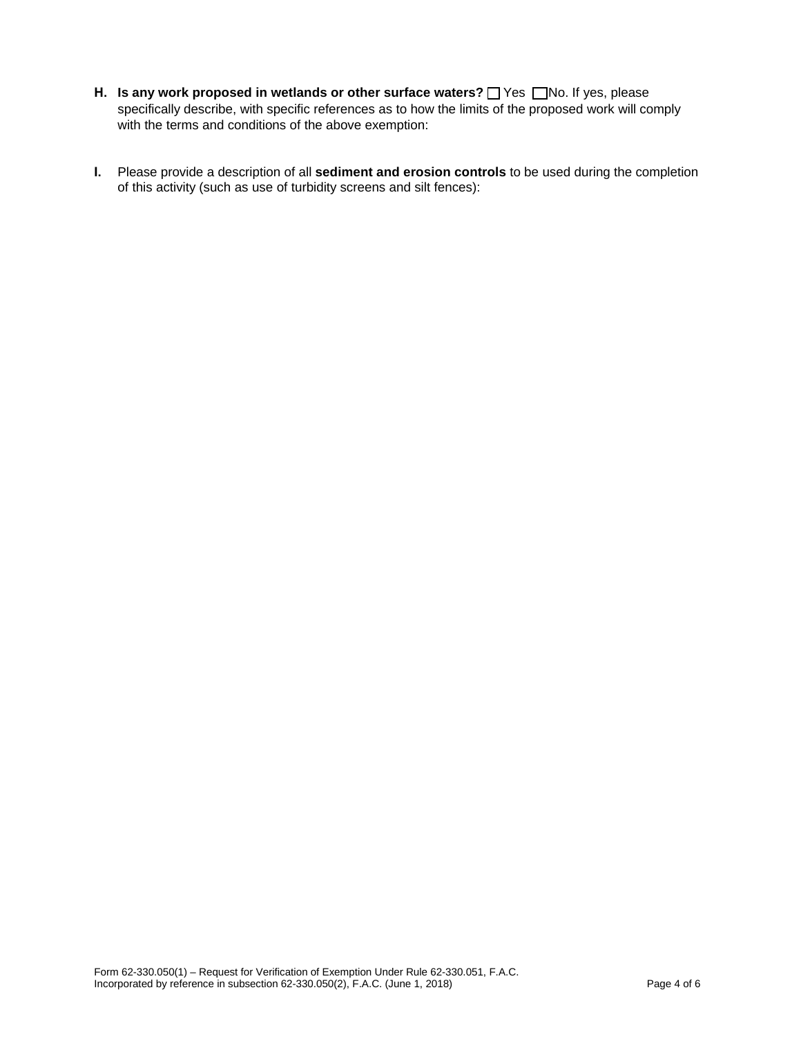**H. Is any work proposed in wetlands or other surface waters?** ☐ Yes ☐ No. If yes, please specifically describe, with specific references as to how the limits of the proposed work will comply with the terms and conditions of the above exemption:

**I.** Please provide a description of all **sediment and erosion controls** to be used during the completion of this activity (such as use of turbidity screens and silt fences):

Form 62-330.050(1) – Request for Verification of Exemption Under Rule 62-330.051, F.A.C.
Incorporated by reference in subsection 62-330.050(2), F.A.C. (June 1, 2018)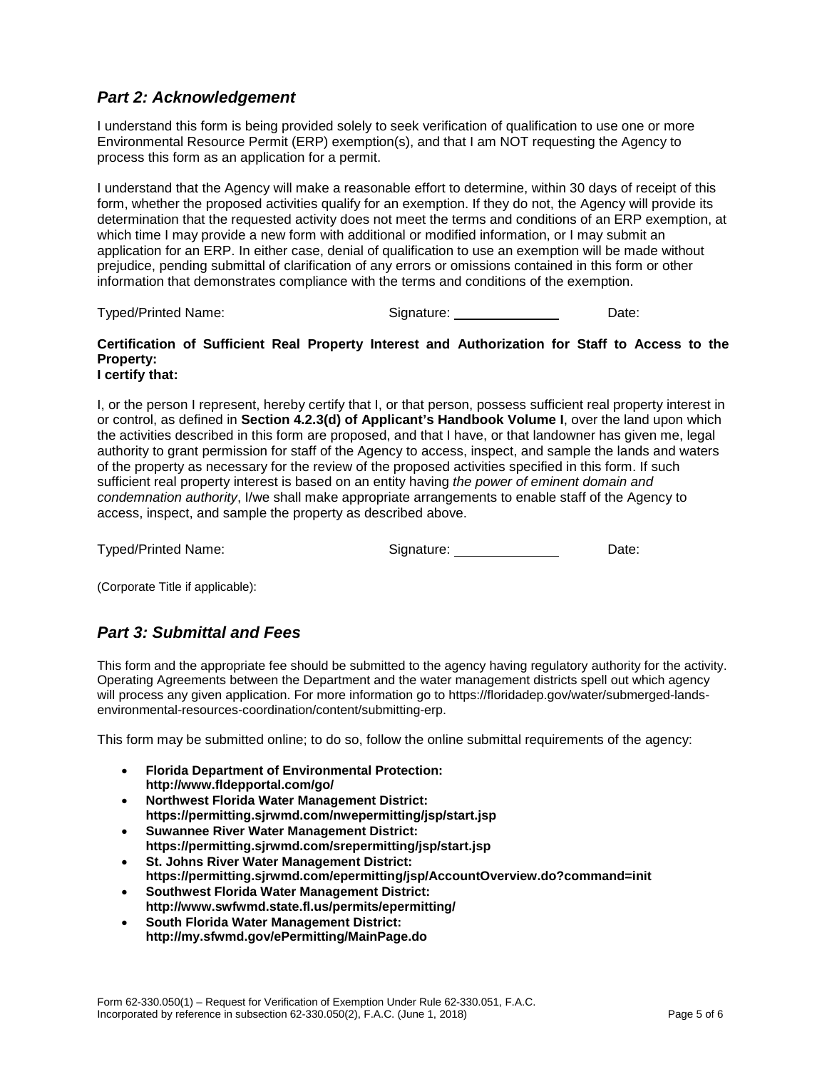## *Part 2: Acknowledgement*

I understand this form is being provided solely to seek verification of qualification to use one or more Environmental Resource Permit (ERP) exemption(s), and that I am NOT requesting the Agency to process this form as an application for a permit.

I understand that the Agency will make a reasonable effort to determine, within 30 days of receipt of this form, whether the proposed activities qualify for an exemption. If they do not, the Agency will provide its determination that the requested activity does not meet the terms and conditions of an ERP exemption, at which time I may provide a new form with additional or modified information, or I may submit an application for an ERP. In either case, denial of qualification to use an exemption will be made without prejudice, pending submittal of clarification of any errors or omissions contained in this form or other information that demonstrates compliance with the terms and conditions of the exemption.

Typed/Printed Name: Signature: \_\_\_\_\_\_\_\_\_\_\_\_\_\_ Date:

**Certification of Sufficient Real Property Interest and Authorization for Staff to Access to the Property:**
**I certify that:**

I, or the person I represent, hereby certify that I, or that person, possess sufficient real property interest in or control, as defined in **Section 4.2.3(d) of Applicant's Handbook Volume I**, over the land upon which the activities described in this form are proposed, and that I have, or that landowner has given me, legal authority to grant permission for staff of the Agency to access, inspect, and sample the lands and waters of the property as necessary for the review of the proposed activities specified in this form. If such sufficient real property interest is based on an entity having *the power of eminent domain and condemnation authority*, I/we shall make appropriate arrangements to enable staff of the Agency to access, inspect, and sample the property as described above.

Typed/Printed Name: Signature: \_\_\_\_\_\_\_\_\_\_\_\_\_\_ Date:

(Corporate Title if applicable):

## *Part 3: Submittal and Fees*

This form and the appropriate fee should be submitted to the agency having regulatory authority for the activity. Operating Agreements between the Department and the water management districts spell out which agency will process any given application. For more information go to https://floridadep.gov/water/submerged-lands-environmental-resources-coordination/content/submitting-erp.

This form may be submitted online; to do so, follow the online submittal requirements of the agency:

- **Florida Department of Environmental Protection: http://www.fldepportal.com/go/**
- **Northwest Florida Water Management District: https://permitting.sjrwmd.com/nwepermitting/jsp/start.jsp**
- **Suwannee River Water Management District: https://permitting.sjrwmd.com/srepermitting/jsp/start.jsp**
- **St. Johns River Water Management District: https://permitting.sjrwmd.com/epermitting/jsp/AccountOverview.do?command=init**
- **Southwest Florida Water Management District: http://www.swfwmd.state.fl.us/permits/epermitting/**
- **South Florida Water Management District: http://my.sfwmd.gov/ePermitting/MainPage.do**

Form 62-330.050(1) – Request for Verification of Exemption Under Rule 62-330.051, F.A.C.
Incorporated by reference in subsection 62-330.050(2), F.A.C. (June 1, 2018)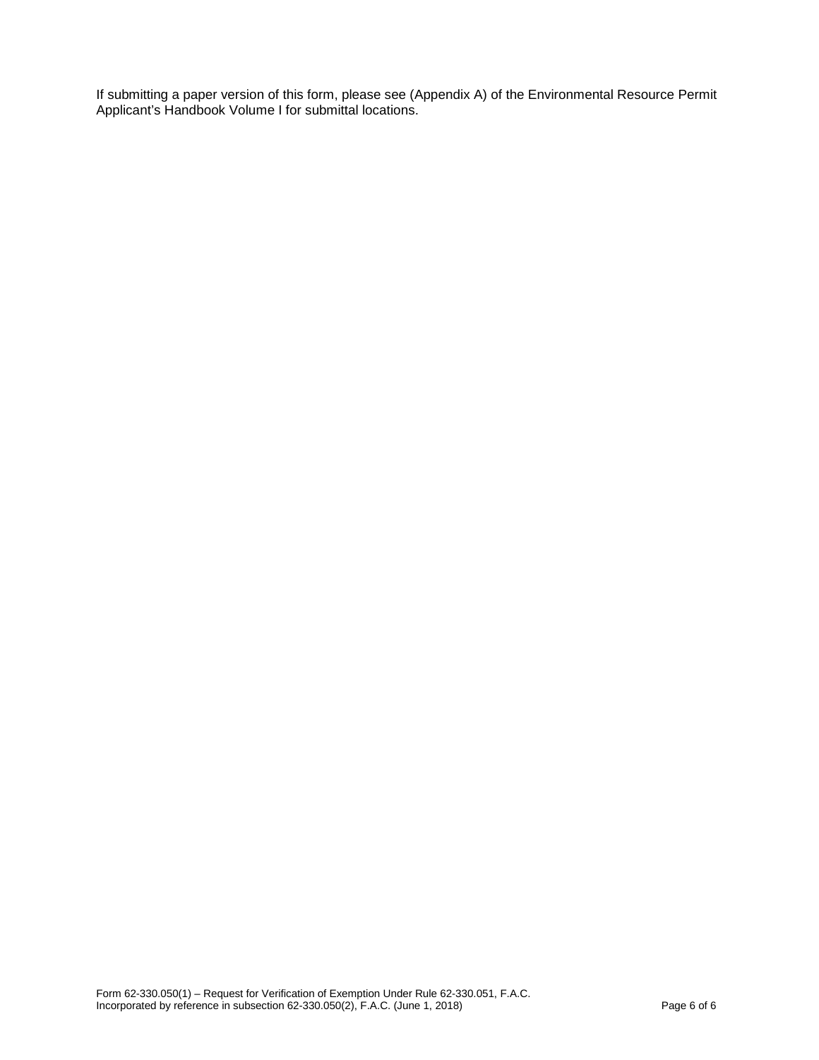If submitting a paper version of this form, please see (Appendix A) of the Environmental Resource Permit Applicant's Handbook Volume I for submittal locations.